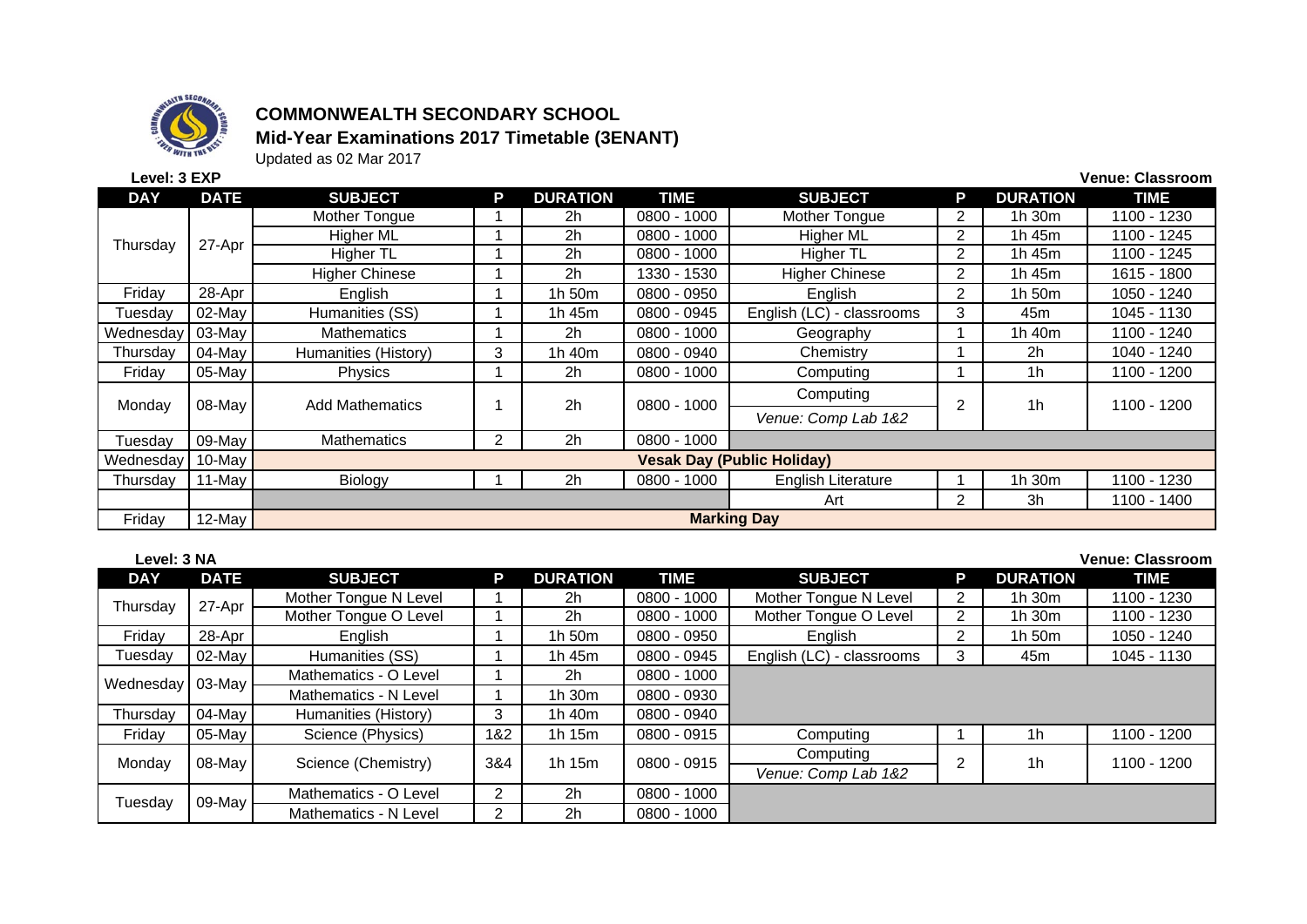# COMMONWEALTH SECONDARY SCHOOL

## Mid-Year Examinations 2017 Timetable (3ENANT)

Updated as 02 Mar 2017

**Level: 3 EXP** | **Venue: Classroom**

| DAY | DATE | SUBJECT | P | DURATION | TIME | SUBJECT | P | DURATION | TIME |
|---|---|---|---|---|---|---|---|---|---|
| Thursday | 27-Apr | Mother Tongue | 1 | 2h | 0800 - 1000 | Mother Tongue | 2 | 1h 30m | 1100 - 1230 |
| | | Higher ML | 1 | 2h | 0800 - 1000 | Higher ML | 2 | 1h 45m | 1100 - 1245 |
| | | Higher TL | 1 | 2h | 0800 - 1000 | Higher TL | 2 | 1h 45m | 1100 - 1245 |
| | | Higher Chinese | 1 | 2h | 1330 - 1530 | Higher Chinese | 2 | 1h 45m | 1615 - 1800 |
| Friday | 28-Apr | English | 1 | 1h 50m | 0800 - 0950 | English | 2 | 1h 50m | 1050 - 1240 |
| Tuesday | 02-May | Humanities (SS) | 1 | 1h 45m | 0800 - 0945 | English (LC) - classrooms | 3 | 45m | 1045 - 1130 |
| Wednesday | 03-May | Mathematics | 1 | 2h | 0800 - 1000 | Geography | 1 | 1h 40m | 1100 - 1240 |
| Thursday | 04-May | Humanities (History) | 3 | 1h 40m | 0800 - 0940 | Chemistry | 1 | 2h | 1040 - 1240 |
| Friday | 05-May | Physics | 1 | 2h | 0800 - 1000 | Computing | 1 | 1h | 1100 - 1200 |
| Monday | 08-May | Add Mathematics | 1 | 2h | 0800 - 1000 | Computing *Venue: Comp Lab 1&2* | 2 | 1h | 1100 - 1200 |
| Tuesday | 09-May | Mathematics | 2 | 2h | 0800 - 1000 | | | | |
| Wednesday | 10-May | **Vesak Day (Public Holiday)** | | | | | | | |
| Thursday | 11-May | Biology | 1 | 2h | 0800 - 1000 | English Literature | 1 | 1h 30m | 1100 - 1230 |
| | | | | | | Art | 2 | 3h | 1100 - 1400 |
| Friday | 12-May | **Marking Day** | | | | | | | |

**Level: 3 NA** | **Venue: Classroom**

| DAY | DATE | SUBJECT | P | DURATION | TIME | SUBJECT | P | DURATION | TIME |
|---|---|---|---|---|---|---|---|---|---|
| Thursday | 27-Apr | Mother Tongue N Level | 1 | 2h | 0800 - 1000 | Mother Tongue N Level | 2 | 1h 30m | 1100 - 1230 |
| | | Mother Tongue O Level | 1 | 2h | 0800 - 1000 | Mother Tongue O Level | 2 | 1h 30m | 1100 - 1230 |
| Friday | 28-Apr | English | 1 | 1h 50m | 0800 - 0950 | English | 2 | 1h 50m | 1050 - 1240 |
| Tuesday | 02-May | Humanities (SS) | 1 | 1h 45m | 0800 - 0945 | English (LC) - classrooms | 3 | 45m | 1045 - 1130 |
| Wednesday | 03-May | Mathematics - O Level | 1 | 2h | 0800 - 1000 | | | | |
| | | Mathematics - N Level | 1 | 1h 30m | 0800 - 0930 | | | | |
| Thursday | 04-May | Humanities (History) | 3 | 1h 40m | 0800 - 0940 | | | | |
| Friday | 05-May | Science (Physics) | 1&2 | 1h 15m | 0800 - 0915 | Computing | 1 | 1h | 1100 - 1200 |
| Monday | 08-May | Science (Chemistry) | 3&4 | 1h 15m | 0800 - 0915 | Computing *Venue: Comp Lab 1&2* | 2 | 1h | 1100 - 1200 |
| Tuesday | 09-May | Mathematics - O Level | 2 | 2h | 0800 - 1000 | | | | |
| | | Mathematics - N Level | 2 | 2h | 0800 - 1000 | | | | |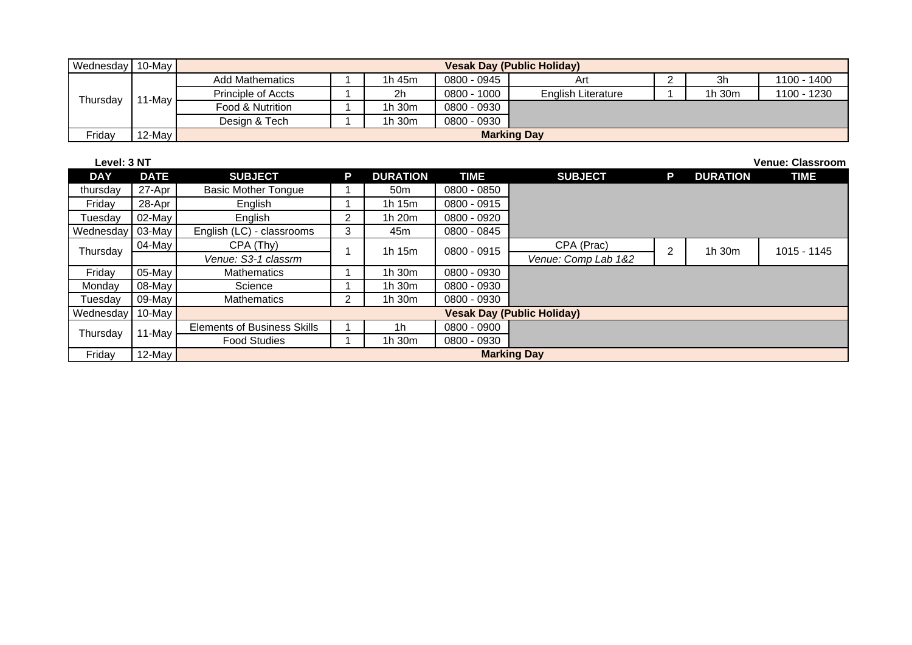| | | | | | | | | | |
|---|---|---|---|---|---|---|---|---|---|
| Wednesday | 10-May | **Vesak Day (Public Holiday)** | | | | | | | |
| Thursday | 11-May | Add Mathematics | 1 | 1h 45m | 0800 - 0945 | Art | 2 | 3h | 1100 - 1400 |
| | | Principle of Accts | 1 | 2h | 0800 - 1000 | English Literature | 1 | 1h 30m | 1100 - 1230 |
| | | Food & Nutrition | 1 | 1h 30m | 0800 - 0930 | | | | |
| | | Design & Tech | 1 | 1h 30m | 0800 - 0930 | | | | |
| Friday | 12-May | **Marking Day** | | | | | | | |

**Level: 3 NT** **Venue: Classroom**

| DAY | DATE | SUBJECT | P | DURATION | TIME | SUBJECT | P | DURATION | TIME |
|---|---|---|---|---|---|---|---|---|---|
| thursday | 27-Apr | Basic Mother Tongue | 1 | 50m | 0800 - 0850 | | | | |
| Friday | 28-Apr | English | 1 | 1h 15m | 0800 - 0915 | | | | |
| Tuesday | 02-May | English | 2 | 1h 20m | 0800 - 0920 | | | | |
| Wednesday | 03-May | English (LC) - classrooms | 3 | 45m | 0800 - 0845 | | | | |
| Thursday | 04-May | CPA (Thy) | 1 | 1h 15m | 0800 - 0915 | CPA (Prac) | 2 | 1h 30m | 1015 - 1145 |
| | | *Venue: S3-1 classrm* | | | | *Venue: Comp Lab 1&2* | | | |
| Friday | 05-May | Mathematics | 1 | 1h 30m | 0800 - 0930 | | | | |
| Monday | 08-May | Science | 1 | 1h 30m | 0800 - 0930 | | | | |
| Tuesday | 09-May | Mathematics | 2 | 1h 30m | 0800 - 0930 | | | | |
| Wednesday | 10-May | **Vesak Day (Public Holiday)** | | | | | | | |
| Thursday | 11-May | Elements of Business Skills | 1 | 1h | 0800 - 0900 | | | | |
| | | Food Studies | 1 | 1h 30m | 0800 - 0930 | | | | |
| Friday | 12-May | **Marking Day** | | | | | | | |